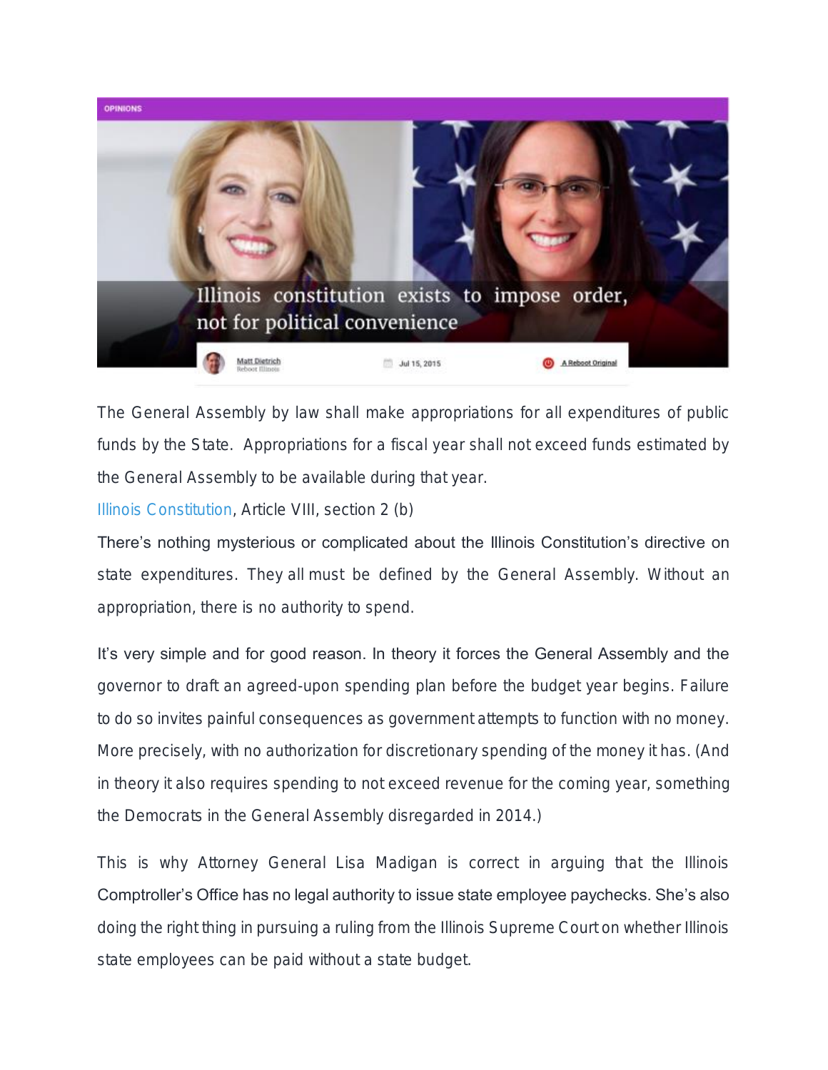OPINIONS

# Illinois constitution exists to impose order, not for political convenience

Matt Dietrich
Reboot Illinois

Jul 15, 2015

A Reboot Original

The General Assembly by law shall make appropriations for all expenditures of public funds by the State. Appropriations for a fiscal year shall not exceed funds estimated by the General Assembly to be available during that year.

Illinois Constitution, Article VIII, section 2 (b)

There's nothing mysterious or complicated about the Illinois Constitution's directive on state expenditures. They all must be defined by the General Assembly. Without an appropriation, there is no authority to spend.

It's very simple and for good reason. In theory it forces the General Assembly and the governor to draft an agreed-upon spending plan before the budget year begins. Failure to do so invites painful consequences as government attempts to function with no money. More precisely, with no authorization for discretionary spending of the money it has. (And in theory it also requires spending to not exceed revenue for the coming year, something the Democrats in the General Assembly disregarded in 2014.)

This is why Attorney General Lisa Madigan is correct in arguing that the Illinois Comptroller's Office has no legal authority to issue state employee paychecks. She's also doing the right thing in pursuing a ruling from the Illinois Supreme Court on whether Illinois state employees can be paid without a state budget.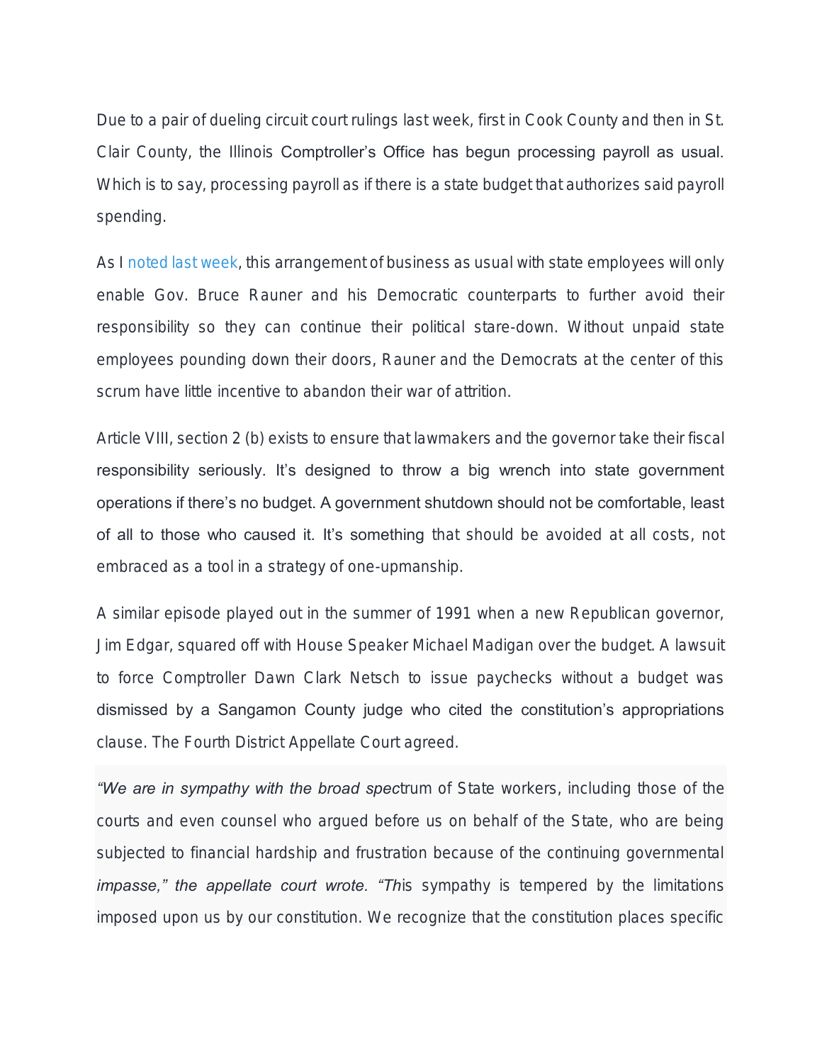Due to a pair of dueling circuit court rulings last week, first in Cook County and then in St. Clair County, the Illinois Comptroller's Office has begun processing payroll as usual. Which is to say, processing payroll as if there is a state budget that authorizes said payroll spending.

As I noted last week, this arrangement of business as usual with state employees will only enable Gov. Bruce Rauner and his Democratic counterparts to further avoid their responsibility so they can continue their political stare-down. Without unpaid state employees pounding down their doors, Rauner and the Democrats at the center of this scrum have little incentive to abandon their war of attrition.

Article VIII, section 2 (b) exists to ensure that lawmakers and the governor take their fiscal responsibility seriously. It's designed to throw a big wrench into state government operations if there's no budget. A government shutdown should not be comfortable, least of all to those who caused it. It's something that should be avoided at all costs, not embraced as a tool in a strategy of one-upmanship.

A similar episode played out in the summer of 1991 when a new Republican governor, Jim Edgar, squared off with House Speaker Michael Madigan over the budget. A lawsuit to force Comptroller Dawn Clark Netsch to issue paychecks without a budget was dismissed by a Sangamon County judge who cited the constitution's appropriations clause. The Fourth District Appellate Court agreed.

> "We are in sympathy with the broad spectrum of State workers, including those of the courts and even counsel who argued before us on behalf of the State, who are being subjected to financial hardship and frustration because of the continuing governmental impasse," the appellate court wrote. "This sympathy is tempered by the limitations imposed upon us by our constitution. We recognize that the constitution places specific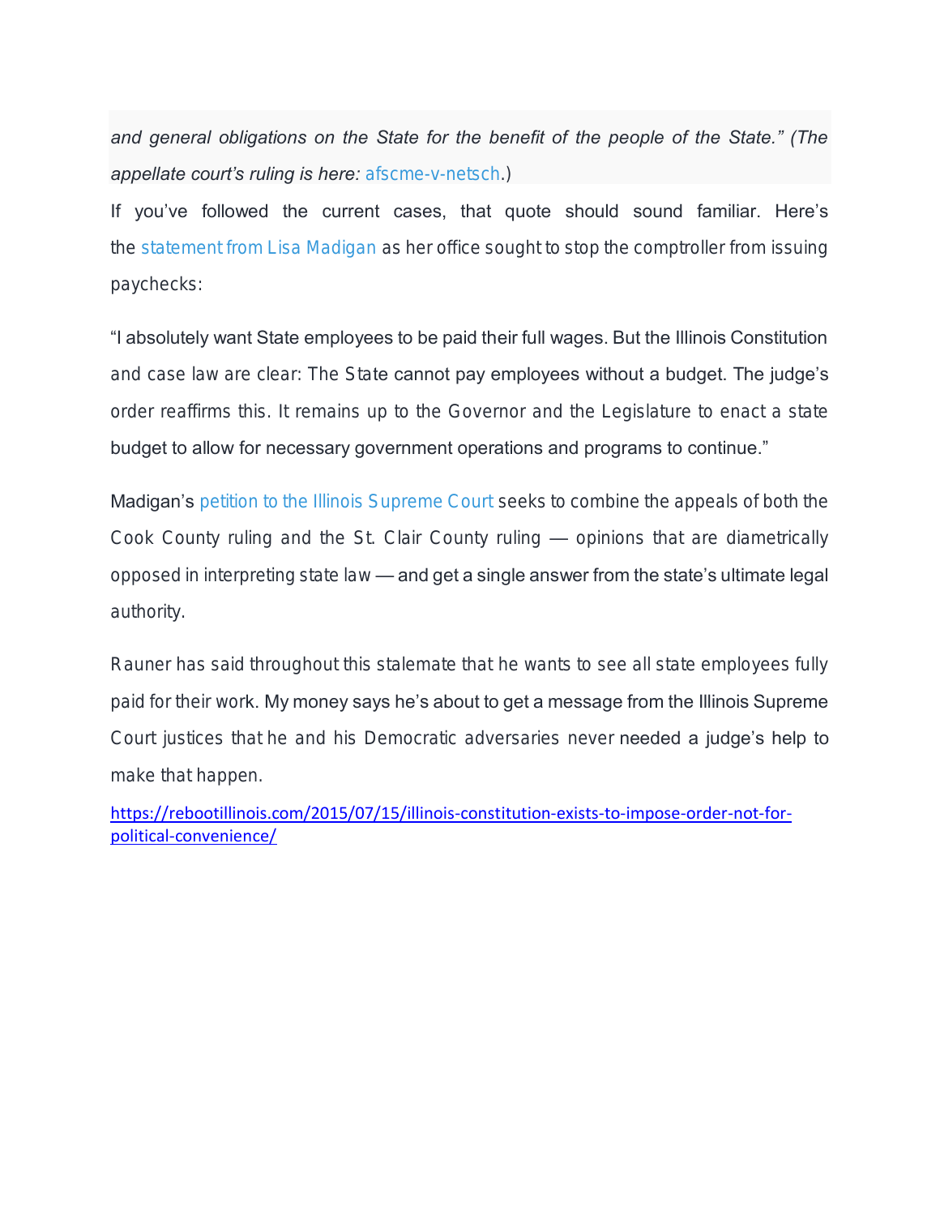*and general obligations on the State for the benefit of the people of the State." (The appellate court's ruling is here:* afscme-v-netsch.)

If you've followed the current cases, that quote should sound familiar. Here's the statement from Lisa Madigan as her office sought to stop the comptroller from issuing paychecks:

"I absolutely want State employees to be paid their full wages. But the Illinois Constitution and case law are clear: The State cannot pay employees without a budget. The judge's order reaffirms this. It remains up to the Governor and the Legislature to enact a state budget to allow for necessary government operations and programs to continue."

Madigan's petition to the Illinois Supreme Court seeks to combine the appeals of both the Cook County ruling and the St. Clair County ruling — opinions that are diametrically opposed in interpreting state law — and get a single answer from the state's ultimate legal authority.

Rauner has said throughout this stalemate that he wants to see all state employees fully paid for their work. My money says he's about to get a message from the Illinois Supreme Court justices that he and his Democratic adversaries never needed a judge's help to make that happen.

https://rebootillinois.com/2015/07/15/illinois-constitution-exists-to-impose-order-not-for-political-convenience/